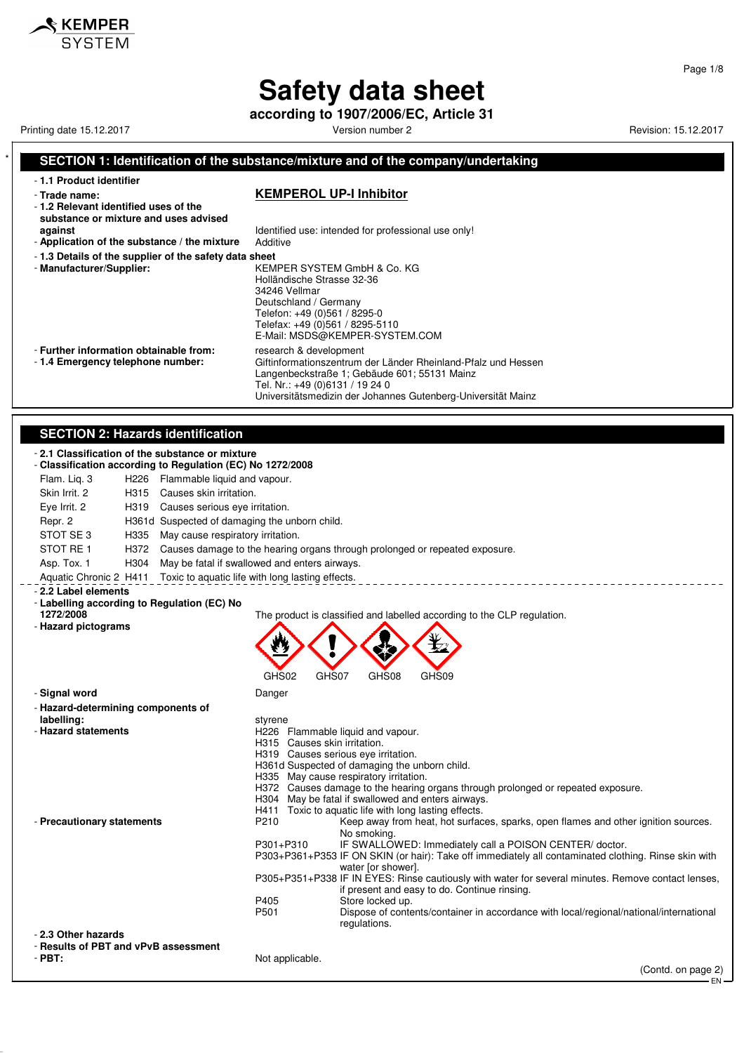# Safety data sheet

**according to 1907/2006/EC, Article 31**

Printing date 15.12.2017 Version number 2 Revision: 15.12.2017

## SECTION 1: Identification of the substance/mixture and of the company/undertaking

- **1.1 Product identifier**
- **Trade name:** **KEMPEROL UP-I Inhibitor**
- **1.2 Relevant identified uses of the substance or mixture and uses advised against** Identified use: intended for professional use only!
- **Application of the substance / the mixture** Additive
- **1.3 Details of the supplier of the safety data sheet**
- **Manufacturer/Supplier:**
  KEMPER SYSTEM GmbH & Co. KG
  Holländische Strasse 32-36
  34246 Vellmar
  Deutschland / Germany
  Telefon: +49 (0)561 / 8295-0
  Telefax: +49 (0)561 / 8295-5110
  E-Mail: MSDS@KEMPER-SYSTEM.COM
- **Further information obtainable from:** research & development
- **1.4 Emergency telephone number:**
  Giftinformationszentrum der Länder Rheinland-Pfalz und Hessen
  Langenbeckstraße 1; Gebäude 601; 55131 Mainz
  Tel. Nr.: +49 (0)6131 / 19 24 0
  Universitätsmedizin der Johannes Gutenberg-Universität Mainz

## SECTION 2: Hazards identification

- **2.1 Classification of the substance or mixture**
- **Classification according to Regulation (EC) No 1272/2008**

| | | |
|---|---|---|
| Flam. Liq. 3 | H226 | Flammable liquid and vapour. |
| Skin Irrit. 2 | H315 | Causes skin irritation. |
| Eye Irrit. 2 | H319 | Causes serious eye irritation. |
| Repr. 2 | H361d | Suspected of damaging the unborn child. |
| STOT SE 3 | H335 | May cause respiratory irritation. |
| STOT RE 1 | H372 | Causes damage to the hearing organs through prolonged or repeated exposure. |
| Asp. Tox. 1 | H304 | May be fatal if swallowed and enters airways. |
| Aquatic Chronic 2 | H411 | Toxic to aquatic life with long lasting effects. |

- **2.2 Label elements**
- **Labelling according to Regulation (EC) No 1272/2008** The product is classified and labelled according to the CLP regulation.
- **Hazard pictograms**

  GHS02 GHS07 GHS08 GHS09

- **Signal word** Danger
- **Hazard-determining components of labelling:** styrene
- **Hazard statements**
  H226 Flammable liquid and vapour.
  H315 Causes skin irritation.
  H319 Causes serious eye irritation.
  H361d Suspected of damaging the unborn child.
  H335 May cause respiratory irritation.
  H372 Causes damage to the hearing organs through prolonged or repeated exposure.
  H304 May be fatal if swallowed and enters airways.
  H411 Toxic to aquatic life with long lasting effects.
- **Precautionary statements**
  P210 Keep away from heat, hot surfaces, sparks, open flames and other ignition sources. No smoking.
  P301+P310 IF SWALLOWED: Immediately call a POISON CENTER/ doctor.
  P303+P361+P353 IF ON SKIN (or hair): Take off immediately all contaminated clothing. Rinse skin with water [or shower].
  P305+P351+P338 IF IN EYES: Rinse cautiously with water for several minutes. Remove contact lenses, if present and easy to do. Continue rinsing.
  P405 Store locked up.
  P501 Dispose of contents/container in accordance with local/regional/national/international regulations.
- **2.3 Other hazards**
- **Results of PBT and vPvB assessment**
- **PBT:** Not applicable.

(Contd. on page 2)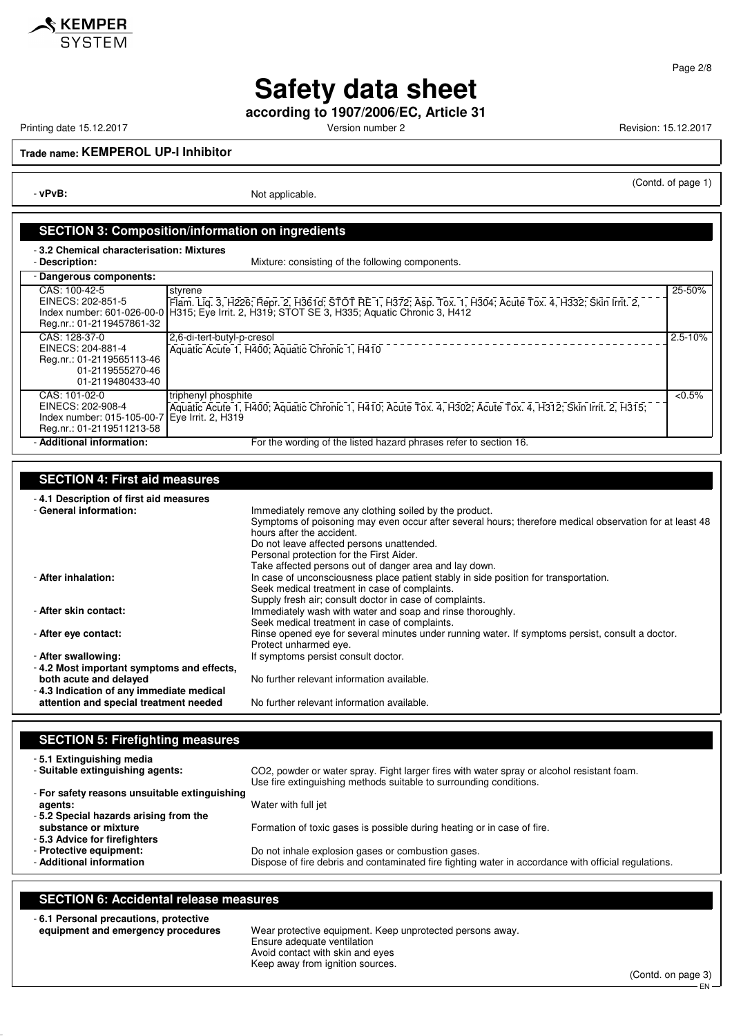(Contd. of page 1)

- **vPvB:** Not applicable.

## SECTION 3: Composition/information on ingredients

- **3.2 Chemical characterisation: Mixtures**
- **Description:** Mixture: consisting of the following components.

| - Dangerous components: | | |
|---|---|---|
| CAS: 100-42-5<br>EINECS: 202-851-5<br>Index number: 601-026-00-0<br>Reg.nr.: 01-2119457861-32 | styrene<br>Flam. Liq. 3, H226; Repr. 2, H361d; STOT RE 1, H372; Asp. Tox. 1, H304; Acute Tox. 4, H332; Skin Irrit. 2, H315; Eye Irrit. 2, H319; STOT SE 3, H335; Aquatic Chronic 3, H412 | 25-50% |
| CAS: 128-37-0<br>EINECS: 204-881-4<br>Reg.nr.: 01-2119565113-46<br>01-2119555270-46<br>01-2119480433-40 | 2,6-di-tert-butyl-p-cresol<br>Aquatic Acute 1, H400; Aquatic Chronic 1, H410 | 2.5-10% |
| CAS: 101-02-0<br>EINECS: 202-908-4<br>Index number: 015-105-00-7<br>Reg.nr.: 01-2119511213-58 | triphenyl phosphite<br>Aquatic Acute 1, H400; Aquatic Chronic 1, H410; Acute Tox. 4, H302; Acute Tox. 4, H312; Skin Irrit. 2, H315; Eye Irrit. 2, H319 | <0.5% |

- **Additional information:** For the wording of the listed hazard phrases refer to section 16.

## SECTION 4: First aid measures

- **4.1 Description of first aid measures**
- **General information:**
  Immediately remove any clothing soiled by the product.
  Symptoms of poisoning may even occur after several hours; therefore medical observation for at least 48 hours after the accident.
  Do not leave affected persons unattended.
  Personal protection for the First Aider.
  Take affected persons out of danger area and lay down.
- **After inhalation:**
  In case of unconsciousness place patient stably in side position for transportation.
  Seek medical treatment in case of complaints.
  Supply fresh air; consult doctor in case of complaints.
- **After skin contact:**
  Immediately wash with water and soap and rinse thoroughly.
  Seek medical treatment in case of complaints.
- **After eye contact:**
  Rinse opened eye for several minutes under running water. If symptoms persist, consult a doctor.
  Protect unharmed eye.
- **After swallowing:** If symptoms persist consult doctor.
- **4.2 Most important symptoms and effects, both acute and delayed** No further relevant information available.
- **4.3 Indication of any immediate medical attention and special treatment needed** No further relevant information available.

## SECTION 5: Firefighting measures

- **5.1 Extinguishing media**
- **Suitable extinguishing agents:**
  $CO_2$, powder or water spray. Fight larger fires with water spray or alcohol resistant foam.
  Use fire extinguishing methods suitable to surrounding conditions.
- **For safety reasons unsuitable extinguishing agents:** Water with full jet
- **5.2 Special hazards arising from the substance or mixture** Formation of toxic gases is possible during heating or in case of fire.
- **5.3 Advice for firefighters**
- **Protective equipment:** Do not inhale explosion gases or combustion gases.
- **Additional information** Dispose of fire debris and contaminated fire fighting water in accordance with official regulations.

## SECTION 6: Accidental release measures

- **6.1 Personal precautions, protective equipment and emergency procedures**
  Wear protective equipment. Keep unprotected persons away.
  Ensure adequate ventilation
  Avoid contact with skin and eyes
  Keep away from ignition sources.

(Contd. on page 3)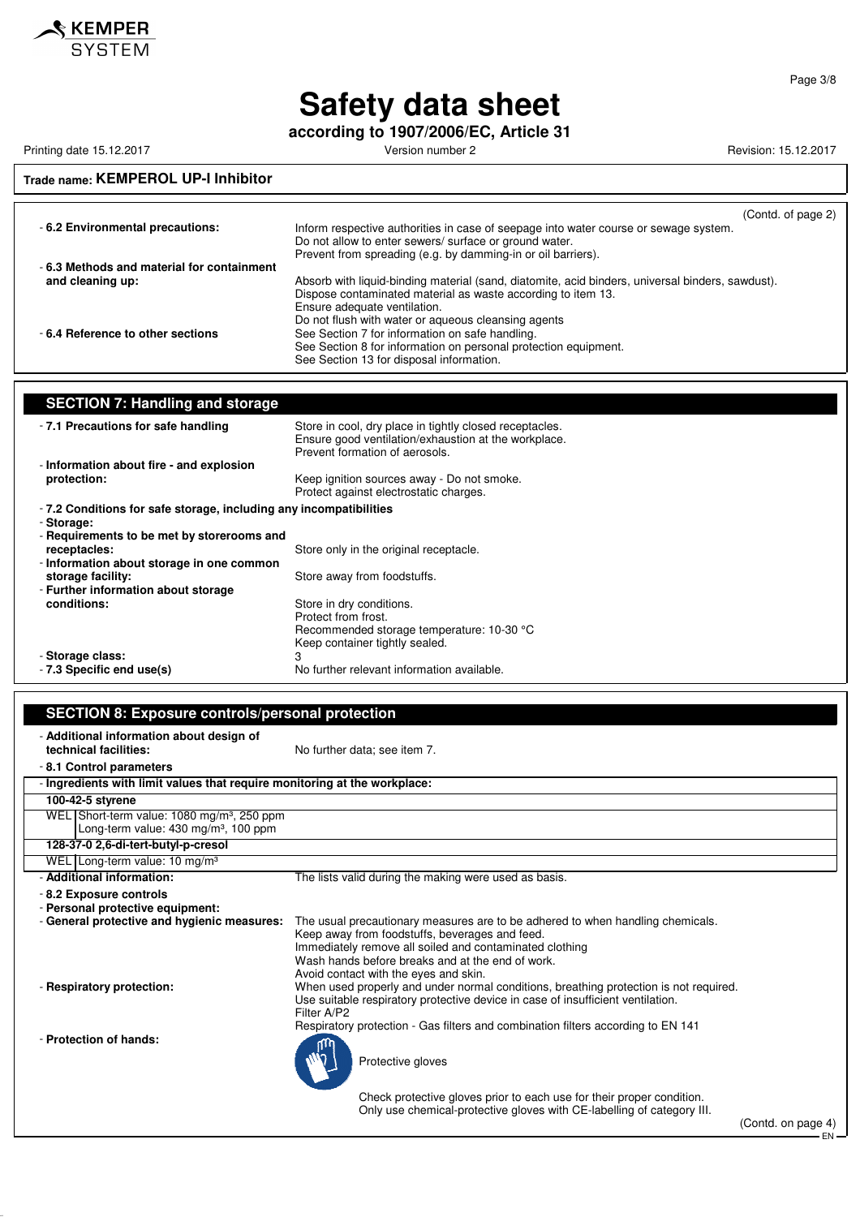# Safety data sheet

**according to 1907/2006/EC, Article 31**

Printing date 15.12.2017 | Version number 2 | Revision: 15.12.2017

**Trade name: KEMPEROL UP-I Inhibitor**

(Contd. of page 2)

- **6.2 Environmental precautions:** Inform respective authorities in case of seepage into water course or sewage system.
  Do not allow to enter sewers/ surface or ground water.
  Prevent from spreading (e.g. by damming-in or oil barriers).
- **6.3 Methods and material for containment and cleaning up:** Absorb with liquid-binding material (sand, diatomite, acid binders, universal binders, sawdust).
  Dispose contaminated material as waste according to item 13.
  Ensure adequate ventilation.
  Do not flush with water or aqueous cleansing agents
- **6.4 Reference to other sections** See Section 7 for information on safe handling.
  See Section 8 for information on personal protection equipment.
  See Section 13 for disposal information.

## SECTION 7: Handling and storage

- **7.1 Precautions for safe handling** Store in cool, dry place in tightly closed receptacles.
  Ensure good ventilation/exhaustion at the workplace.
  Prevent formation of aerosols.
- **Information about fire - and explosion protection:** Keep ignition sources away - Do not smoke.
  Protect against electrostatic charges.
- **7.2 Conditions for safe storage, including any incompatibilities**
- **Storage:**
- **Requirements to be met by storerooms and receptacles:** Store only in the original receptacle.
- **Information about storage in one common storage facility:** Store away from foodstuffs.
- **Further information about storage conditions:** Store in dry conditions.
  Protect from frost.
  Recommended storage temperature: 10-30 °C
  Keep container tightly sealed.
- **Storage class:** 3
- **7.3 Specific end use(s)** No further relevant information available.

## SECTION 8: Exposure controls/personal protection

- **Additional information about design of technical facilities:** No further data; see item 7.
- **8.1 Control parameters**

| Ingredients with limit values that require monitoring at the workplace: | |
|---|---|
| **100-42-5 styrene** | |
| WEL | Short-term value: 1080 mg/m³, 250 ppm<br>Long-term value: 430 mg/m³, 100 ppm |
| **128-37-0 2,6-di-tert-butyl-p-cresol** | |
| WEL | Long-term value: 10 mg/m³ |

- **Additional information:** The lists valid during the making were used as basis.
- **8.2 Exposure controls**
- **Personal protective equipment:**
- **General protective and hygienic measures:** The usual precautionary measures are to be adhered to when handling chemicals.
  Keep away from foodstuffs, beverages and feed.
  Immediately remove all soiled and contaminated clothing
  Wash hands before breaks and at the end of work.
  Avoid contact with the eyes and skin.
- **Respiratory protection:** When used properly and under normal conditions, breathing protection is not required.
  Use suitable respiratory protective device in case of insufficient ventilation.
  Filter A/P2
  Respiratory protection - Gas filters and combination filters according to EN 141
- **Protection of hands:**
  Protective gloves
  Check protective gloves prior to each use for their proper condition.
  Only use chemical-protective gloves with CE-labelling of category III.

(Contd. on page 4)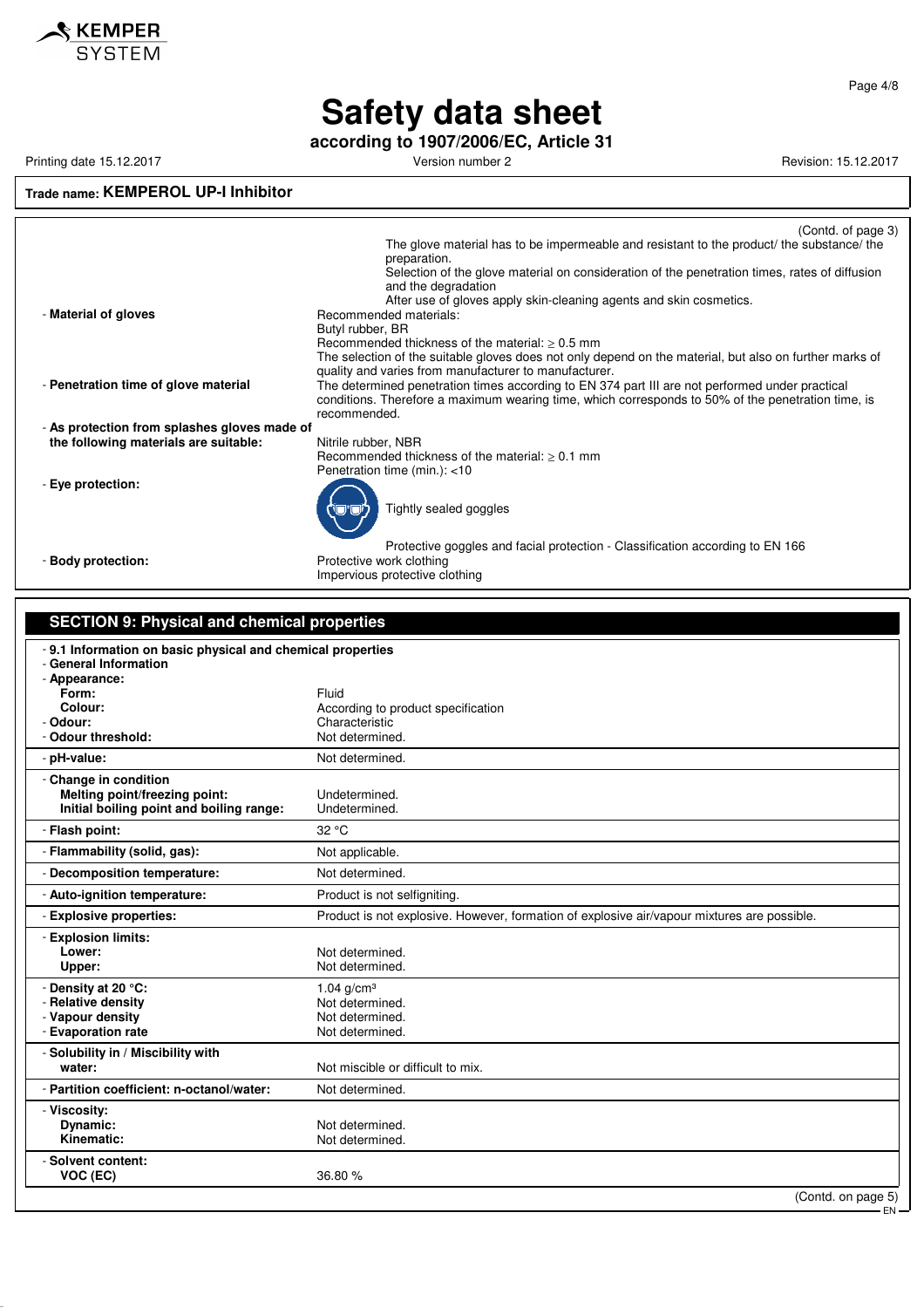# Safety data sheet

**according to 1907/2006/EC, Article 31**

Printing date 15.12.2017 | Version number 2 | Revision: 15.12.2017

**Trade name: KEMPEROL UP-I Inhibitor**

(Contd. of page 3)

The glove material has to be impermeable and resistant to the product/ the substance/ the preparation.
Selection of the glove material on consideration of the penetration times, rates of diffusion and the degradation
After use of gloves apply skin-cleaning agents and skin cosmetics.

- **Material of gloves**
  Recommended materials:
  Butyl rubber, BR
  Recommended thickness of the material: ≥ 0.5 mm
  The selection of the suitable gloves does not only depend on the material, but also on further marks of quality and varies from manufacturer to manufacturer.
- **Penetration time of glove material**
  The determined penetration times according to EN 374 part III are not performed under practical conditions. Therefore a maximum wearing time, which corresponds to 50% of the penetration time, is recommended.
- **As protection from splashes gloves made of the following materials are suitable:**
  Nitrile rubber, NBR
  Recommended thickness of the material: ≥ 0.1 mm
  Penetration time (min.): <10
- **Eye protection:**
  Tightly sealed goggles
  Protective goggles and facial protection - Classification according to EN 166
- **Body protection:**
  Protective work clothing
  Impervious protective clothing

## SECTION 9: Physical and chemical properties

| Property | Value |
|---|---|
| **9.1 Information on basic physical and chemical properties** | |
| **General Information** | |
| **Appearance:** | |
| **Form:** | Fluid |
| **Colour:** | According to product specification |
| **Odour:** | Characteristic |
| **Odour threshold:** | Not determined. |
| **pH-value:** | Not determined. |
| **Change in condition** | |
| **Melting point/freezing point:** | Undetermined. |
| **Initial boiling point and boiling range:** | Undetermined. |
| **Flash point:** | 32 °C |
| **Flammability (solid, gas):** | Not applicable. |
| **Decomposition temperature:** | Not determined. |
| **Auto-ignition temperature:** | Product is not selfigniting. |
| **Explosive properties:** | Product is not explosive. However, formation of explosive air/vapour mixtures are possible. |
| **Explosion limits:** | |
| **Lower:** | Not determined. |
| **Upper:** | Not determined. |
| **Density at 20 °C:** | 1.04 g/cm³ |
| **Relative density** | Not determined. |
| **Vapour density** | Not determined. |
| **Evaporation rate** | Not determined. |
| **Solubility in / Miscibility with water:** | Not miscible or difficult to mix. |
| **Partition coefficient: n-octanol/water:** | Not determined. |
| **Viscosity:** | |
| **Dynamic:** | Not determined. |
| **Kinematic:** | Not determined. |
| **Solvent content:** | |
| **VOC (EC)** | 36.80 % |

(Contd. on page 5)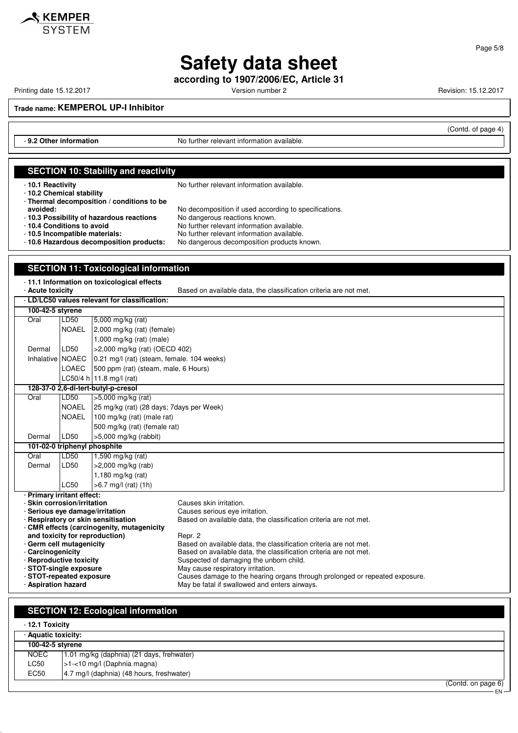# Safety data sheet

**according to 1907/2006/EC, Article 31**

Printing date 15.12.2017 Version number 2 Revision: 15.12.2017

**Trade name: KEMPEROL UP-I Inhibitor**

(Contd. of page 4)

- **9.2 Other information** No further relevant information available.

## SECTION 10: Stability and reactivity

- **10.1 Reactivity** No further relevant information available.
- **10.2 Chemical stability**
- **Thermal decomposition / conditions to be avoided:** No decomposition if used according to specifications.
- **10.3 Possibility of hazardous reactions** No dangerous reactions known.
- **10.4 Conditions to avoid** No further relevant information available.
- **10.5 Incompatible materials:** No further relevant information available.
- **10.6 Hazardous decomposition products:** No dangerous decomposition products known.

## SECTION 11: Toxicological information

- **11.1 Information on toxicological effects**
- **Acute toxicity** Based on available data, the classification criteria are not met.
- **LD/LC50 values relevant for classification:**

| | | |
|---|---|---|
| **100-42-5 styrene** | | |
| Oral | LD50 | 5,000 mg/kg (rat) |
| | NOAEL | 2,000 mg/kg (rat) (female) |
| | | 1,000 mg/kg (rat) (male) |
| Dermal | LD50 | >2,000 mg/kg (rat) (OECD 402) |
| Inhalative | NOAEC | 0.21 mg/l (rat) (steam, female. 104 weeks) |
| | LOAEC | 500 ppm (rat) (steam, male, 6 Hours) |
| | LC50/4 h | 11.8 mg/l (rat) |
| **128-37-0 2,6-di-tert-butyl-p-cresol** | | |
| Oral | LD50 | >5,000 mg/kg (rat) |
| | NOAEL | 25 mg/kg (rat) (28 days; 7days per Week) |
| | NOAEL | 100 mg/kg (rat) (male rat) |
| | | 500 mg/kg (rat) (female rat) |
| Dermal | LD50 | >5,000 mg/kg (rabbit) |
| **101-02-0 triphenyl phosphite** | | |
| Oral | LD50 | 1,590 mg/kg (rat) |
| Dermal | LD50 | >2,000 mg/kg (rab) |
| | | 1,180 mg/kg (rat) |
| | LC50 | >6.7 mg/l (rat) (1h) |

- **Primary irritant effect:**
- **Skin corrosion/irritation** Causes skin irritation.
- **Serious eye damage/irritation** Causes serious eye irritation.
- **Respiratory or skin sensitisation** Based on available data, the classification criteria are not met.
- **CMR effects (carcinogenity, mutagenicity and toxicity for reproduction)** Repr. 2
- **Germ cell mutagenicity** Based on available data, the classification criteria are not met.
- **Carcinogenicity** Based on available data, the classification criteria are not met.
- **Reproductive toxicity** Suspected of damaging the unborn child.
- **STOT-single exposure** May cause respiratory irritation.
- **STOT-repeated exposure** Causes damage to the hearing organs through prolonged or repeated exposure.
- **Aspiration hazard** May be fatal if swallowed and enters airways.

## SECTION 12: Ecological information

- **12.1 Toxicity**
- **Aquatic toxicity:**

| | |
|---|---|
| **100-42-5 styrene** | |
| NOEC | 1.01 mg/kg (daphnia) (21 days, frehwater) |
| LC50 | >1-<10 mg/l (Daphnia magna) |
| EC50 | 4.7 mg/l (daphnia) (48 hours, freshwater) |

(Contd. on page 6)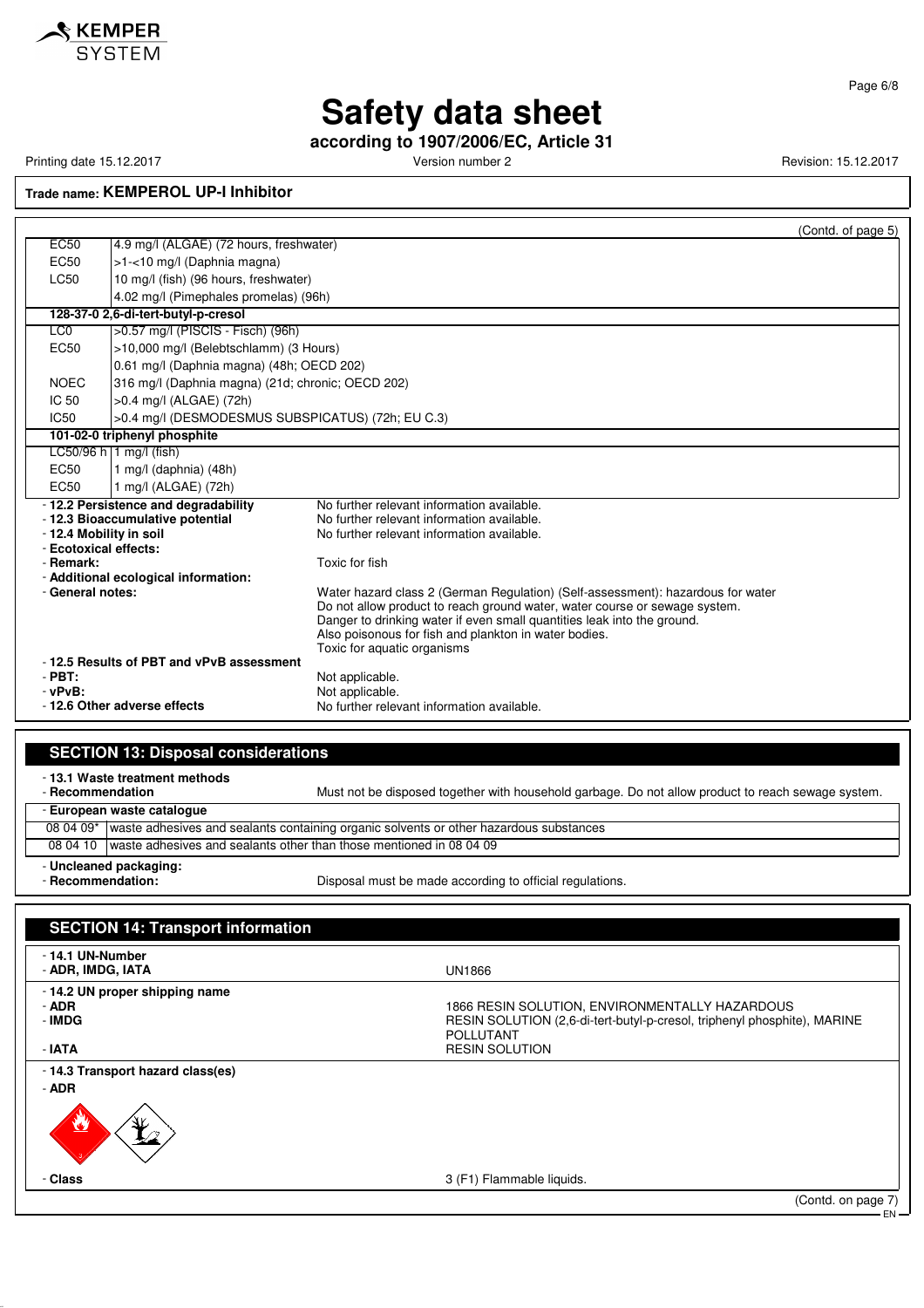**Safety data sheet**

**according to 1907/2006/EC, Article 31**

Printing date 15.12.2017 | Version number 2 | Revision: 15.12.2017

**Trade name: KEMPEROL UP-I Inhibitor**

(Contd. of page 5)

| | |
|---|---|
| EC50 | 4.9 mg/l (ALGAE) (72 hours, freshwater) |
| EC50 | >1-<10 mg/l (Daphnia magna) |
| LC50 | 10 mg/l (fish) (96 hours, freshwater) |
| | 4.02 mg/l (Pimephales promelas) (96h) |
| **128-37-0 2,6-di-tert-butyl-p-cresol** | |
| LC0 | >0.57 mg/l (PISCIS - Fisch) (96h) |
| EC50 | >10,000 mg/l (Belebtschlamm) (3 Hours) |
| | 0.61 mg/l (Daphnia magna) (48h; OECD 202) |
| NOEC | 316 mg/l (Daphnia magna) (21d; chronic; OECD 202) |
| IC 50 | >0.4 mg/l (ALGAE) (72h) |
| IC50 | >0.4 mg/l (DESMODESMUS SUBSPICATUS) (72h; EU C.3) |
| **101-02-0 triphenyl phosphite** | |
| LC50/96 h | 1 mg/l (fish) |
| EC50 | 1 mg/l (daphnia) (48h) |
| EC50 | 1 mg/l (ALGAE) (72h) |

- **12.2 Persistence and degradability** No further relevant information available.
- **12.3 Bioaccumulative potential** No further relevant information available.
- **12.4 Mobility in soil** No further relevant information available.
- **Ecotoxical effects:**
- **Remark:** Toxic for fish
- **Additional ecological information:**
- **General notes:** Water hazard class 2 (German Regulation) (Self-assessment): hazardous for water
  Do not allow product to reach ground water, water course or sewage system.
  Danger to drinking water if even small quantities leak into the ground.
  Also poisonous for fish and plankton in water bodies.
  Toxic for aquatic organisms
- **12.5 Results of PBT and vPvB assessment**
- **PBT:** Not applicable.
- **vPvB:** Not applicable.
- **12.6 Other adverse effects** No further relevant information available.

## SECTION 13: Disposal considerations

- **13.1 Waste treatment methods**
- **Recommendation** Must not be disposed together with household garbage. Do not allow product to reach sewage system.

| - European waste catalogue | |
|---|---|
| 08 04 09* | waste adhesives and sealants containing organic solvents or other hazardous substances |
| 08 04 10 | waste adhesives and sealants other than those mentioned in 08 04 09 |

- **Uncleaned packaging:**
- **Recommendation:** Disposal must be made according to official regulations.

## SECTION 14: Transport information

- **14.1 UN-Number**
- **ADR, IMDG, IATA** UN1866

- **14.2 UN proper shipping name**
- **ADR** 1866 RESIN SOLUTION, ENVIRONMENTALLY HAZARDOUS
- **IMDG** RESIN SOLUTION (2,6-di-tert-butyl-p-cresol, triphenyl phosphite), MARINE POLLUTANT
- **IATA** RESIN SOLUTION

- **14.3 Transport hazard class(es)**
- **ADR**

- **Class** 3 (F1) Flammable liquids.

(Contd. on page 7)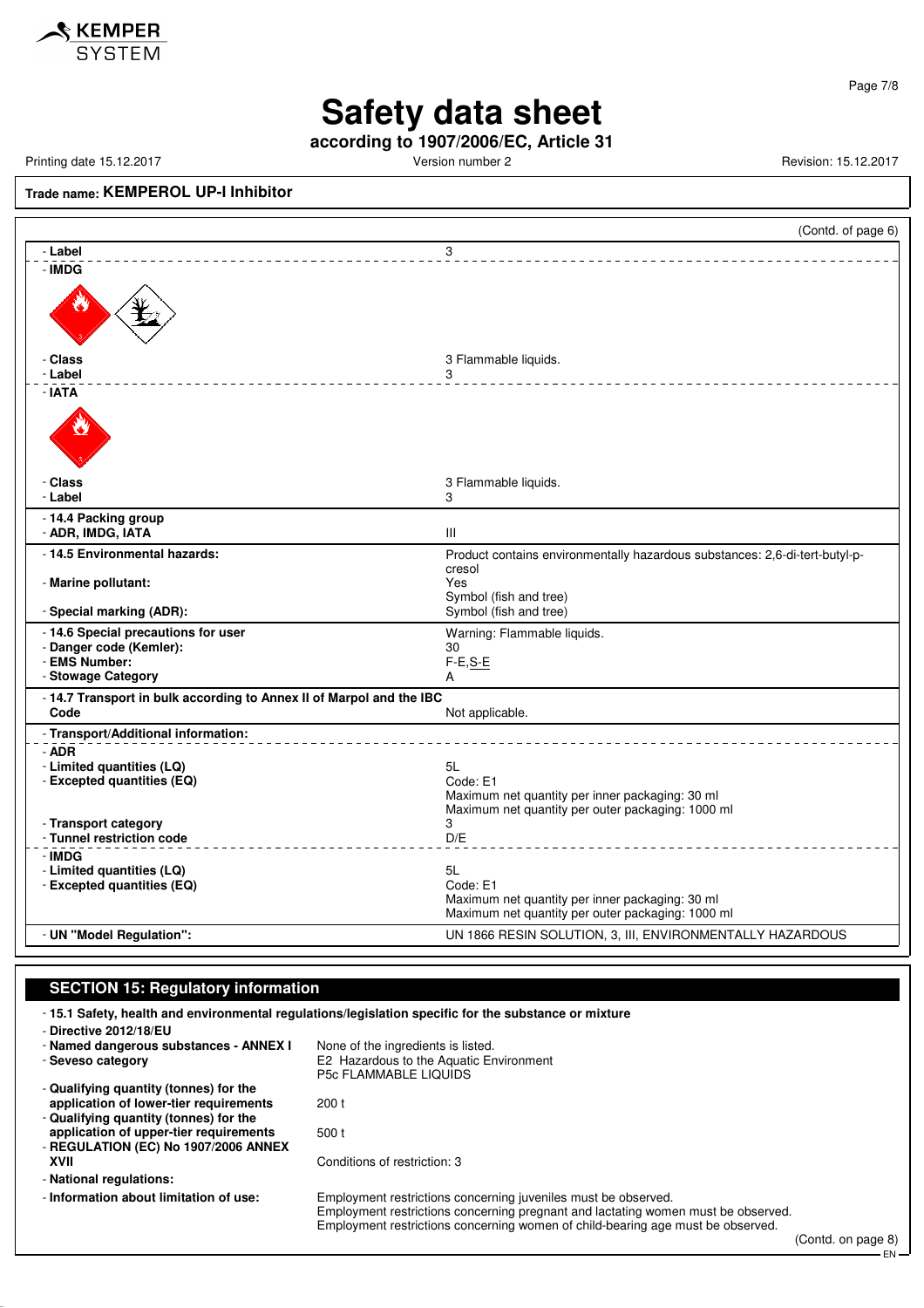# Safety data sheet

**according to 1907/2006/EC, Article 31**

Printing date 15.12.2017 Version number 2 Revision: 15.12.2017

**Trade name: KEMPEROL UP-I Inhibitor**

(Contd. of page 6)

| | |
|---|---|
| - **Label** | 3 |
| - **IMDG** | |
| - **Class** | 3 Flammable liquids. |
| - **Label** | 3 |
| - **IATA** | |
| - **Class** | 3 Flammable liquids. |
| - **Label** | 3 |
| - **14.4 Packing group** | |
| - **ADR, IMDG, IATA** | III |
| - **14.5 Environmental hazards:** | Product contains environmentally hazardous substances: 2,6-di-tert-butyl-p-cresol |
| - **Marine pollutant:** | Yes<br>Symbol (fish and tree) |
| - **Special marking (ADR):** | Symbol (fish and tree) |
| - **14.6 Special precautions for user** | Warning: Flammable liquids. |
| - **Danger code (Kemler):** | 30 |
| - **EMS Number:** | F-E,S-E |
| - **Stowage Category** | A |
| - **14.7 Transport in bulk according to Annex II of Marpol and the IBC Code** | Not applicable. |
| - **Transport/Additional information:** | |
| - **ADR** | |
| - **Limited quantities (LQ)** | 5L |
| - **Excepted quantities (EQ)** | Code: E1<br>Maximum net quantity per inner packaging: 30 ml<br>Maximum net quantity per outer packaging: 1000 ml |
| - **Transport category** | 3 |
| - **Tunnel restriction code** | D/E |
| - **IMDG** | |
| - **Limited quantities (LQ)** | 5L |
| - **Excepted quantities (EQ)** | Code: E1<br>Maximum net quantity per inner packaging: 30 ml<br>Maximum net quantity per outer packaging: 1000 ml |
| - **UN "Model Regulation":** | UN 1866 RESIN SOLUTION, 3, III, ENVIRONMENTALLY HAZARDOUS |

## SECTION 15: Regulatory information

- **15.1 Safety, health and environmental regulations/legislation specific for the substance or mixture**

| | |
|---|---|
| - **Directive 2012/18/EU** | |
| - **Named dangerous substances - ANNEX I** | None of the ingredients is listed. |
| - **Seveso category** | E2 Hazardous to the Aquatic Environment<br>P5c FLAMMABLE LIQUIDS |
| - **Qualifying quantity (tonnes) for the application of lower-tier requirements** | 200 t |
| - **Qualifying quantity (tonnes) for the application of upper-tier requirements** | 500 t |
| - **REGULATION (EC) No 1907/2006 ANNEX XVII** | Conditions of restriction: 3 |
| - **National regulations:** | |
| - **Information about limitation of use:** | Employment restrictions concerning juveniles must be observed.<br>Employment restrictions concerning pregnant and lactating women must be observed.<br>Employment restrictions concerning women of child-bearing age must be observed. |

(Contd. on page 8)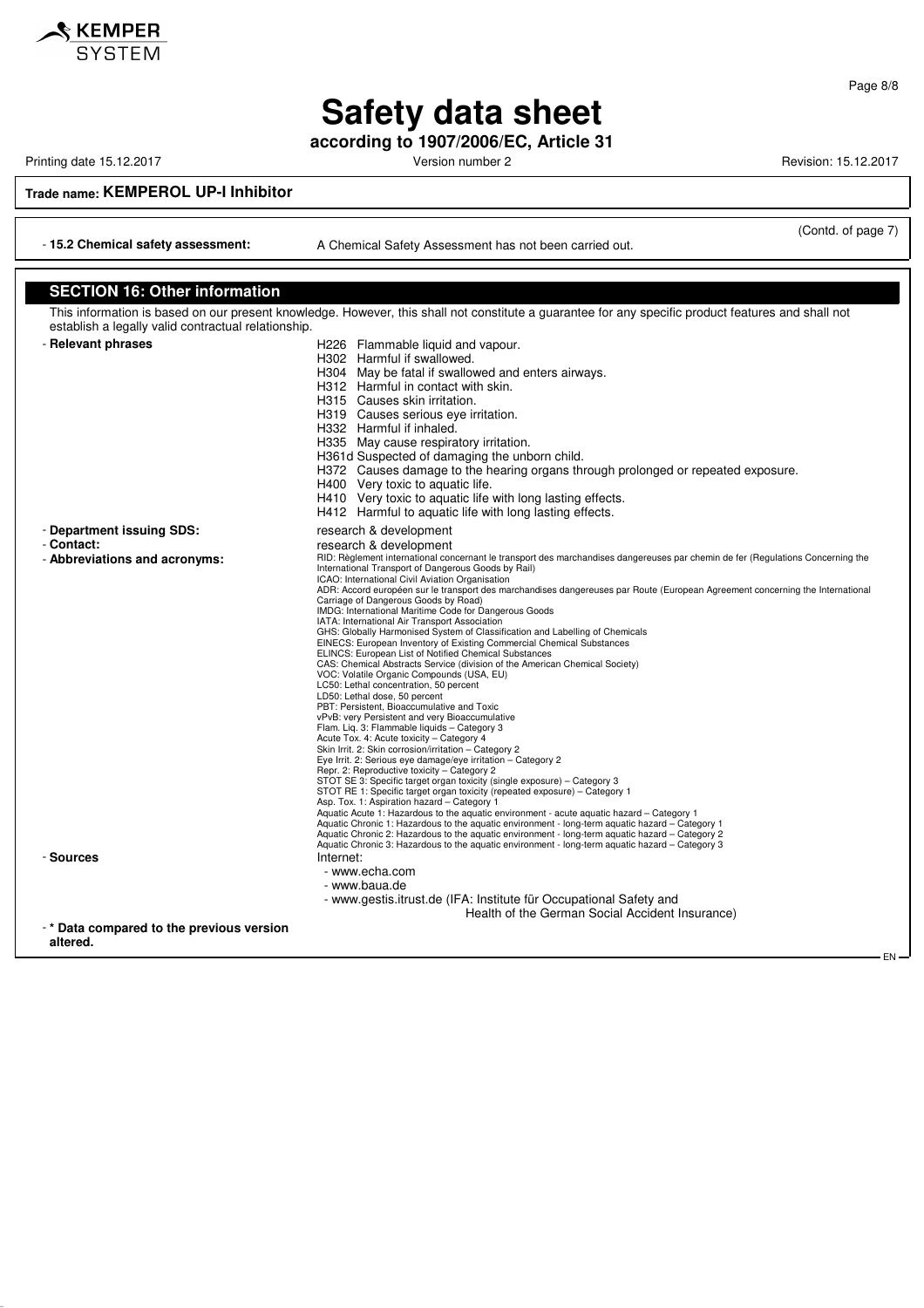**Trade name: KEMPEROL UP-I Inhibitor**

(Contd. of page 7)

- **15.2 Chemical safety assessment:** A Chemical Safety Assessment has not been carried out.

## SECTION 16: Other information

This information is based on our present knowledge. However, this shall not constitute a guarantee for any specific product features and shall not establish a legally valid contractual relationship.

- **Relevant phrases**
  - H226 Flammable liquid and vapour.
  - H302 Harmful if swallowed.
  - H304 May be fatal if swallowed and enters airways.
  - H312 Harmful in contact with skin.
  - H315 Causes skin irritation.
  - H319 Causes serious eye irritation.
  - H332 Harmful if inhaled.
  - H335 May cause respiratory irritation.
  - H361d Suspected of damaging the unborn child.
  - H372 Causes damage to the hearing organs through prolonged or repeated exposure.
  - H400 Very toxic to aquatic life.
  - H410 Very toxic to aquatic life with long lasting effects.
  - H412 Harmful to aquatic life with long lasting effects.
- **Department issuing SDS:** research & development
- **Contact:** research & development
- **Abbreviations and acronyms:**
  - RID: Règlement international concernant le transport des marchandises dangereuses par chemin de fer (Regulations Concerning the International Transport of Dangerous Goods by Rail)
  - ICAO: International Civil Aviation Organisation
  - ADR: Accord européen sur le transport des marchandises dangereuses par Route (European Agreement concerning the International Carriage of Dangerous Goods by Road)
  - IMDG: International Maritime Code for Dangerous Goods
  - IATA: International Air Transport Association
  - GHS: Globally Harmonised System of Classification and Labelling of Chemicals
  - EINECS: European Inventory of Existing Commercial Chemical Substances
  - ELINCS: European List of Notified Chemical Substances
  - CAS: Chemical Abstracts Service (division of the American Chemical Society)
  - VOC: Volatile Organic Compounds (USA, EU)
  - LC50: Lethal concentration, 50 percent
  - LD50: Lethal dose, 50 percent
  - PBT: Persistent, Bioaccumulative and Toxic
  - vPvB: very Persistent and very Bioaccumulative
  - Flam. Liq. 3: Flammable liquids – Category 3
  - Acute Tox. 4: Acute toxicity – Category 4
  - Skin Irrit. 2: Skin corrosion/irritation – Category 2
  - Eye Irrit. 2: Serious eye damage/eye irritation – Category 2
  - Repr. 2: Reproductive toxicity – Category 2
  - STOT SE 3: Specific target organ toxicity (single exposure) – Category 3
  - STOT RE 1: Specific target organ toxicity (repeated exposure) – Category 1
  - Asp. Tox. 1: Aspiration hazard – Category 1
  - Aquatic Acute 1: Hazardous to the aquatic environment - acute aquatic hazard – Category 1
  - Aquatic Chronic 1: Hazardous to the aquatic environment - long-term aquatic hazard – Category 1
  - Aquatic Chronic 2: Hazardous to the aquatic environment - long-term aquatic hazard – Category 2
  - Aquatic Chronic 3: Hazardous to the aquatic environment - long-term aquatic hazard – Category 3
- **Sources**
  Internet:
  - www.echa.com
  - www.baua.de
  - www.gestis.itrust.de (IFA: Institute für Occupational Safety and Health of the German Social Accident Insurance)
- **\* Data compared to the previous version altered.**